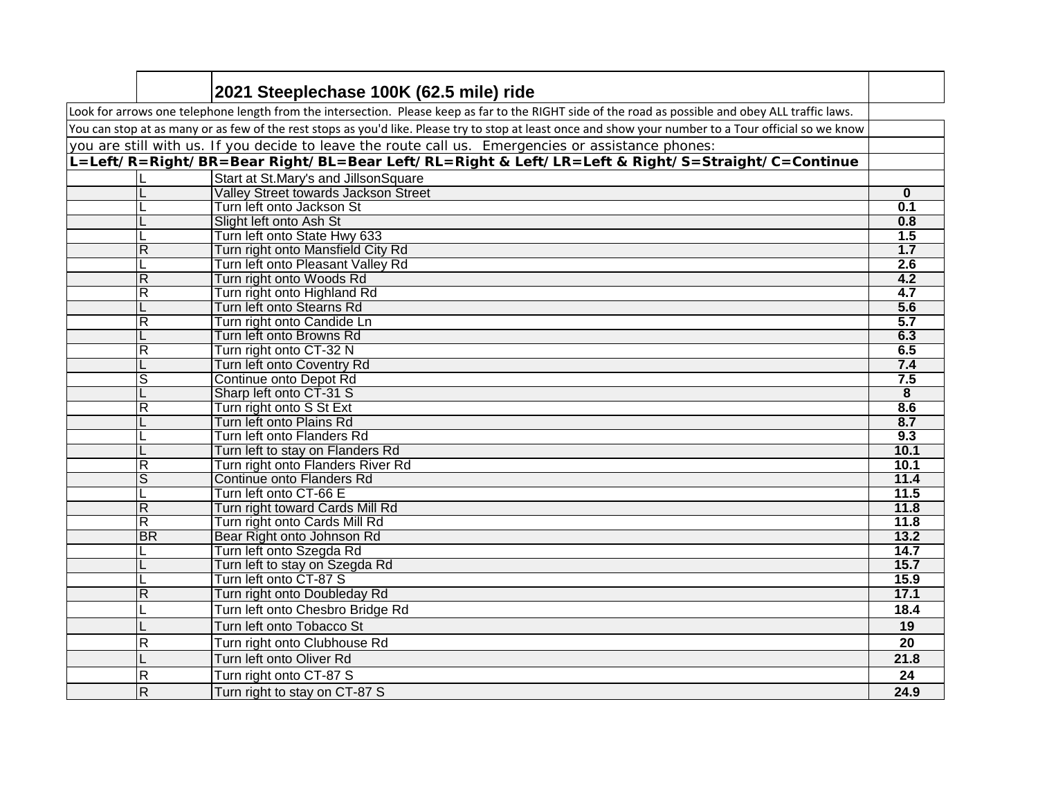| | | 2021 Steeplechase 100K (62.5 mile) ride | |
|---|---|---|---|
| Look for arrows one telephone length from the intersection. Please keep as far to the RIGHT side of the road as possible and obey ALL traffic laws. | | | |
| You can stop at as many or as few of the rest stops as you'd like. Please try to stop at least once and show your number to a Tour official so we know | | | |
| you are still with us. If you decide to leave the route call us. Emergencies or assistance phones: | | | |
| **L=Left/R=Right/BR=Bear Right/BL=Bear Left/RL=Right & Left/LR=Left & Right/S=Straight/C=Continue** | | | |
| | L | Start at St.Mary's and JillsonSquare | |
| | L | Valley Street towards Jackson Street | **0** |
| | L | Turn left onto Jackson St | **0.1** |
| | L | Slight left onto Ash St | **0.8** |
| | L | Turn left onto State Hwy 633 | **1.5** |
| | R | Turn right onto Mansfield City Rd | **1.7** |
| | L | Turn left onto Pleasant Valley Rd | **2.6** |
| | R | Turn right onto Woods Rd | **4.2** |
| | R | Turn right onto Highland Rd | **4.7** |
| | L | Turn left onto Stearns Rd | **5.6** |
| | R | Turn right onto Candide Ln | **5.7** |
| | L | Turn left onto Browns Rd | **6.3** |
| | R | Turn right onto CT-32 N | **6.5** |
| | L | Turn left onto Coventry Rd | **7.4** |
| | S | Continue onto Depot Rd | **7.5** |
| | L | Sharp left onto CT-31 S | **8** |
| | R | Turn right onto S St Ext | **8.6** |
| | L | Turn left onto Plains Rd | **8.7** |
| | L | Turn left onto Flanders Rd | **9.3** |
| | L | Turn left to stay on Flanders Rd | **10.1** |
| | R | Turn right onto Flanders River Rd | **10.1** |
| | S | Continue onto Flanders Rd | **11.4** |
| | L | Turn left onto CT-66 E | **11.5** |
| | R | Turn right toward Cards Mill Rd | **11.8** |
| | R | Turn right onto Cards Mill Rd | **11.8** |
| | BR | Bear Right onto Johnson Rd | **13.2** |
| | L | Turn left onto Szegda Rd | **14.7** |
| | L | Turn left to stay on Szegda Rd | **15.7** |
| | L | Turn left onto CT-87 S | **15.9** |
| | R | Turn right onto Doubleday Rd | **17.1** |
| | L | Turn left onto Chesbro Bridge Rd | **18.4** |
| | L | Turn left onto Tobacco St | **19** |
| | R | Turn right onto Clubhouse Rd | **20** |
| | L | Turn left onto Oliver Rd | **21.8** |
| | R | Turn right onto CT-87 S | **24** |
| | R | Turn right to stay on CT-87 S | **24.9** |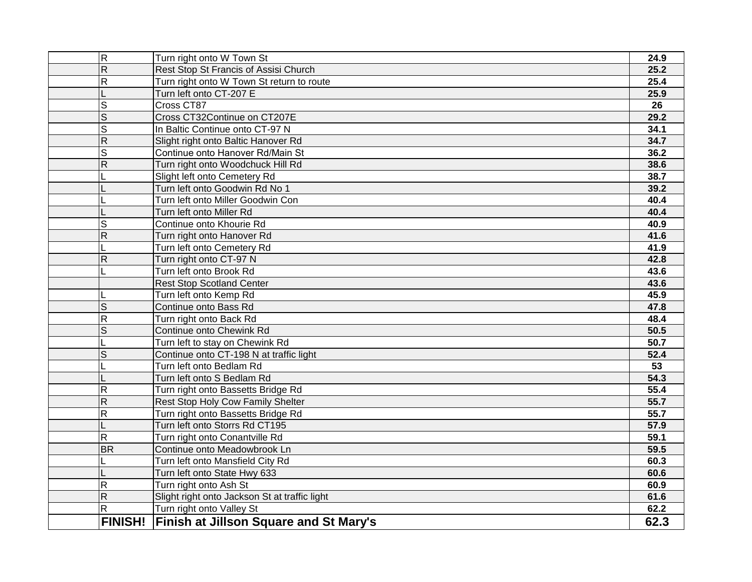| | | | |
|---|---|---|---|
| | R | Turn right onto W Town St | **24.9** |
| | R | Rest Stop St Francis of Assisi Church | **25.2** |
| | R | Turn right onto W Town St return to route | **25.4** |
| | L | Turn left onto CT-207 E | **25.9** |
| | S | Cross CT87 | **26** |
| | S | Cross CT32Continue on CT207E | **29.2** |
| | S | In Baltic Continue onto CT-97 N | **34.1** |
| | R | Slight right onto Baltic Hanover Rd | **34.7** |
| | S | Continue onto Hanover Rd/Main St | **36.2** |
| | R | Turn right onto Woodchuck Hill Rd | **38.6** |
| | L | Slight left onto Cemetery Rd | **38.7** |
| | L | Turn left onto Goodwin Rd No 1 | **39.2** |
| | L | Turn left onto Miller Goodwin Con | **40.4** |
| | L | Turn left onto Miller Rd | **40.4** |
| | S | Continue onto Khourie Rd | **40.9** |
| | R | Turn right onto Hanover Rd | **41.6** |
| | L | Turn left onto Cemetery Rd | **41.9** |
| | R | Turn right onto CT-97 N | **42.8** |
| | L | Turn left onto Brook Rd | **43.6** |
| | | Rest Stop Scotland Center | **43.6** |
| | L | Turn left onto Kemp Rd | **45.9** |
| | S | Continue onto Bass Rd | **47.8** |
| | R | Turn right onto Back Rd | **48.4** |
| | S | Continue onto Chewink Rd | **50.5** |
| | L | Turn left to stay on Chewink Rd | **50.7** |
| | S | Continue onto CT-198 N at traffic light | **52.4** |
| | L | Turn left onto Bedlam Rd | **53** |
| | L | Turn left onto S Bedlam Rd | **54.3** |
| | R | Turn right onto Bassetts Bridge Rd | **55.4** |
| | R | Rest Stop Holy Cow Family Shelter | **55.7** |
| | R | Turn right onto Bassetts Bridge Rd | **55.7** |
| | L | Turn left onto Storrs Rd CT195 | **57.9** |
| | R | Turn right onto Conantville Rd | **59.1** |
| | BR | Continue onto Meadowbrook Ln | **59.5** |
| | L | Turn left onto Mansfield City Rd | **60.3** |
| | L | Turn left onto State Hwy 633 | **60.6** |
| | R | Turn right onto Ash St | **60.9** |
| | R | Slight right onto Jackson St at traffic light | **61.6** |
| | R | Turn right onto Valley St | **62.2** |
| | **FINISH!** | **Finish at Jillson Square and St Mary's** | **62.3** |